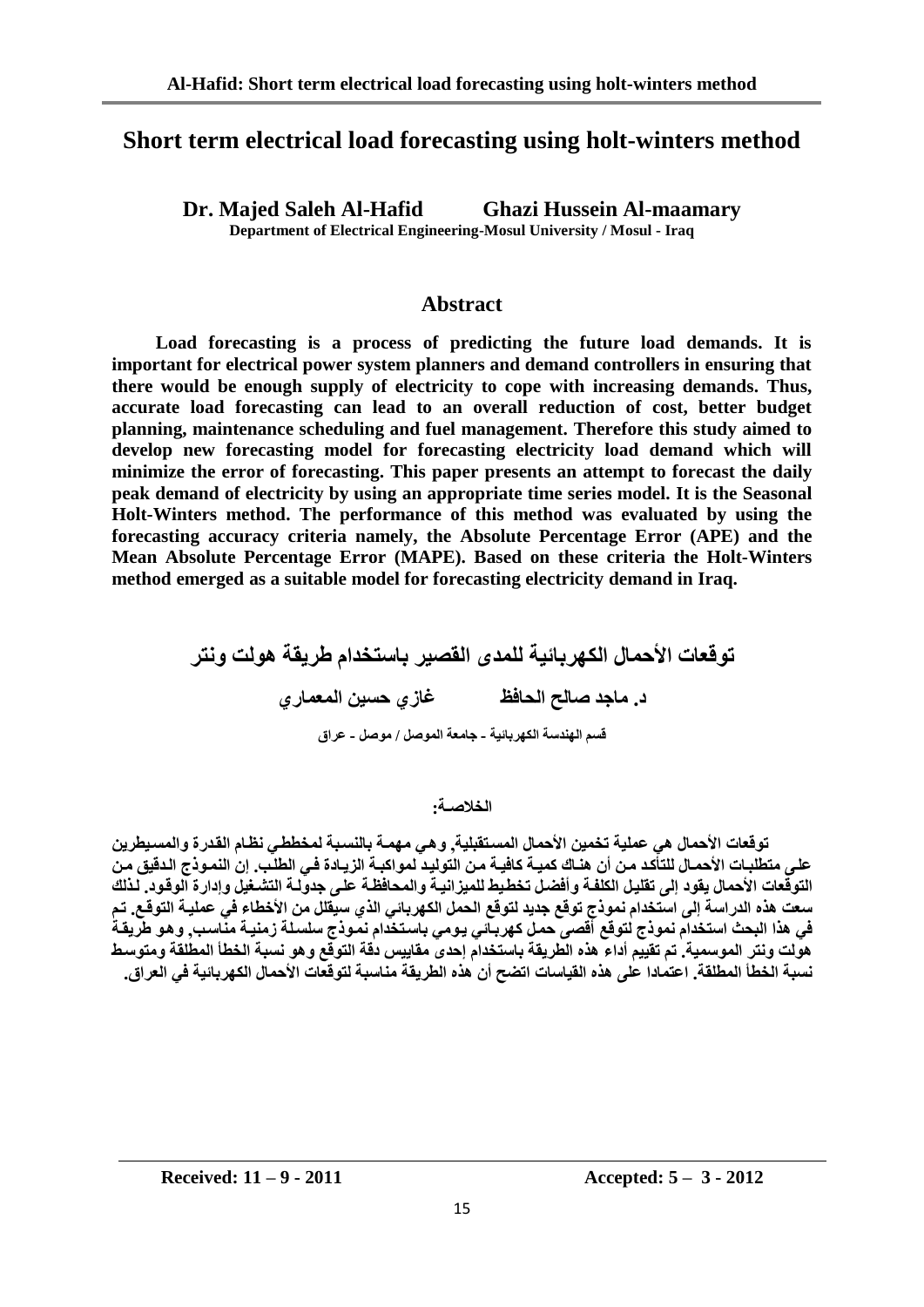# Short term electrical load forecasting using holt-winters method

**Dr. Majed Saleh Al-Hafid** **Ghazi Hussein Al-maamary**

**Department of Electrical Engineering-Mosul University / Mosul - Iraq**

## Abstract

**Load forecasting is a process of predicting the future load demands. It is important for electrical power system planners and demand controllers in ensuring that there would be enough supply of electricity to cope with increasing demands. Thus, accurate load forecasting can lead to an overall reduction of cost, better budget planning, maintenance scheduling and fuel management. Therefore this study aimed to develop new forecasting model for forecasting electricity load demand which will minimize the error of forecasting. This paper presents an attempt to forecast the daily peak demand of electricity by using an appropriate time series model. It is the Seasonal Holt-Winters method. The performance of this method was evaluated by using the forecasting accuracy criteria namely, the Absolute Percentage Error (APE) and the Mean Absolute Percentage Error (MAPE). Based on these criteria the Holt-Winters method emerged as a suitable model for forecasting electricity demand in Iraq.**

# توقعات الأحمال الكهربائية للمدى القصير باستخدام طريقة هولت ونتر

**د. ماجد صالح الحافظ** **غازي حسين المعماري**

**قسم الهندسة الكهربائية ـ جامعة الموصل / موصل ـ عراق**

**الخلاصة:**

**توقعات الأحمال هي عملية تخمين الأحمال المستقبلية, وهي مهمة بالنسبة لمخططي نظام القدرة والمسيطرين على متطلبات الأحمال للتأكد من أن هناك كمية كافية من التوليد لمواكبة الزيادة في الطلب. إن النموذج الدقيق من التوقعات الأحمال يقود إلى تقليل الكلفة وأفضل تخطيط للميزانية والمحافظة على جدولة التشغيل وإدارة الوقود. لذلك سعت هذه الدراسة إلى استخدام نموذج توقع جديد لتوقع الحمل الكهربائي الذي سيقلل من الأخطاء في عملية التوقع. تم في هذا البحث استخدام نموذج لتوقع أقصى حمل كهربائي يومي باستخدام نموذج سلسلة زمنية مناسب, وهو طريقة هولت ونتر الموسمية. تم تقييم أداء هذه الطريقة باستخدام إحدى مقاييس دقة التوقع وهو نسبة الخطأ المطلقة ومتوسط نسبة الخطأ المطلقة. اعتمادا على هذه القياسات اتضح أن هذه الطريقة مناسبة لتوقعات الأحمال الكهربائية في العراق.**

**Received: 11 – 9 - 2011** **Accepted: 5 – 3 - 2012**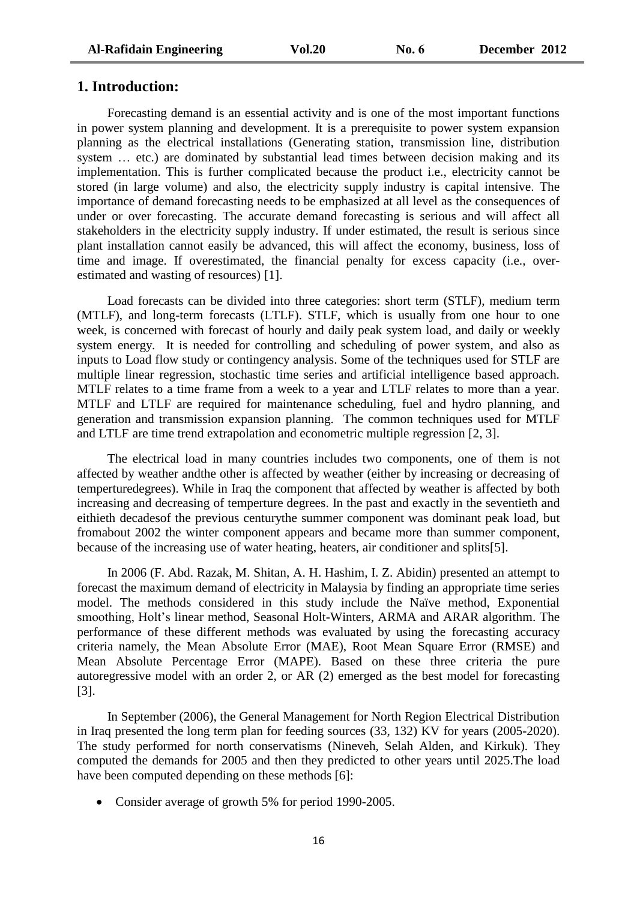## 1. Introduction:

Forecasting demand is an essential activity and is one of the most important functions in power system planning and development. It is a prerequisite to power system expansion planning as the electrical installations (Generating station, transmission line, distribution system … etc.) are dominated by substantial lead times between decision making and its implementation. This is further complicated because the product i.e., electricity cannot be stored (in large volume) and also, the electricity supply industry is capital intensive. The importance of demand forecasting needs to be emphasized at all level as the consequences of under or over forecasting. The accurate demand forecasting is serious and will affect all stakeholders in the electricity supply industry. If under estimated, the result is serious since plant installation cannot easily be advanced, this will affect the economy, business, loss of time and image. If overestimated, the financial penalty for excess capacity (i.e., over-estimated and wasting of resources) [1].

Load forecasts can be divided into three categories: short term (STLF), medium term (MTLF), and long-term forecasts (LTLF). STLF, which is usually from one hour to one week, is concerned with forecast of hourly and daily peak system load, and daily or weekly system energy. It is needed for controlling and scheduling of power system, and also as inputs to Load flow study or contingency analysis. Some of the techniques used for STLF are multiple linear regression, stochastic time series and artificial intelligence based approach. MTLF relates to a time frame from a week to a year and LTLF relates to more than a year. MTLF and LTLF are required for maintenance scheduling, fuel and hydro planning, and generation and transmission expansion planning. The common techniques used for MTLF and LTLF are time trend extrapolation and econometric multiple regression [2, 3].

The electrical load in many countries includes two components, one of them is not affected by weather andthe other is affected by weather (either by increasing or decreasing of temperturedegrees). While in Iraq the component that affected by weather is affected by both increasing and decreasing of temperture degrees. In the past and exactly in the seventieth and eithieth decadesof the previous centurythe summer component was dominant peak load, but fromabout 2002 the winter component appears and became more than summer component, because of the increasing use of water heating, heaters, air conditioner and splits[5].

In 2006 (F. Abd. Razak, M. Shitan, A. H. Hashim, I. Z. Abidin) presented an attempt to forecast the maximum demand of electricity in Malaysia by finding an appropriate time series model. The methods considered in this study include the Naïve method, Exponential smoothing, Holt's linear method, Seasonal Holt-Winters, ARMA and ARAR algorithm. The performance of these different methods was evaluated by using the forecasting accuracy criteria namely, the Mean Absolute Error (MAE), Root Mean Square Error (RMSE) and Mean Absolute Percentage Error (MAPE). Based on these three criteria the pure autoregressive model with an order 2, or AR (2) emerged as the best model for forecasting [3].

In September (2006), the General Management for North Region Electrical Distribution in Iraq presented the long term plan for feeding sources (33, 132) KV for years (2005-2020). The study performed for north conservatisms (Nineveh, Selah Alden, and Kirkuk). They computed the demands for 2005 and then they predicted to other years until 2025.The load have been computed depending on these methods [6]:

- Consider average of growth 5% for period 1990-2005.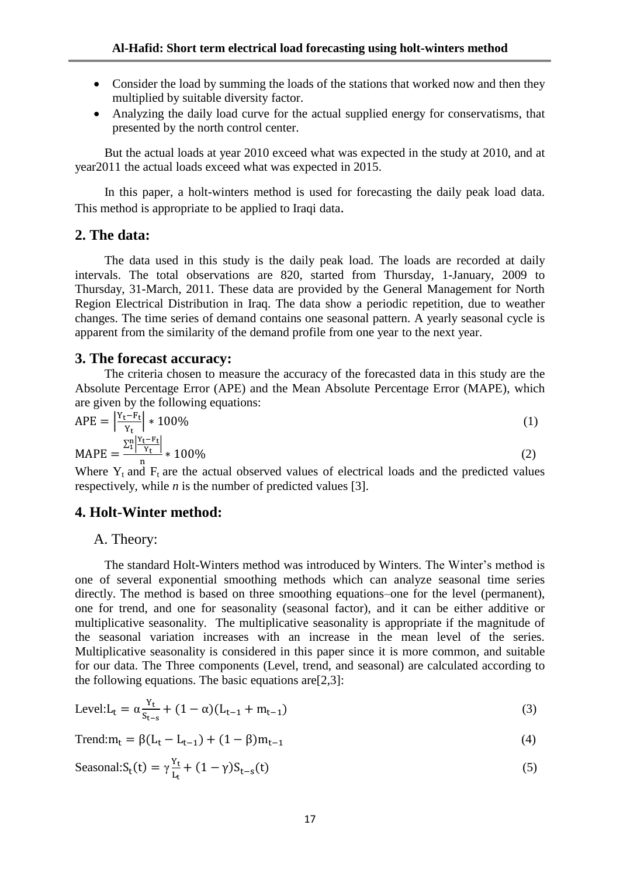- Consider the load by summing the loads of the stations that worked now and then they multiplied by suitable diversity factor.
- Analyzing the daily load curve for the actual supplied energy for conservatisms, that presented by the north control center.

But the actual loads at year 2010 exceed what was expected in the study at 2010, and at year2011 the actual loads exceed what was expected in 2015.

In this paper, a holt-winters method is used for forecasting the daily peak load data. This method is appropriate to be applied to Iraqi data.

## 2. The data:

The data used in this study is the daily peak load. The loads are recorded at daily intervals. The total observations are 820, started from Thursday, 1-January, 2009 to Thursday, 31-March, 2011. These data are provided by the General Management for North Region Electrical Distribution in Iraq. The data show a periodic repetition, due to weather changes. The time series of demand contains one seasonal pattern. A yearly seasonal cycle is apparent from the similarity of the demand profile from one year to the next year.

## 3. The forecast accuracy:

The criteria chosen to measure the accuracy of the forecasted data in this study are the Absolute Percentage Error (APE) and the Mean Absolute Percentage Error (MAPE), which are given by the following equations:

$$\mathrm{APE} = \left|\frac{Y_t - F_t}{Y_t}\right| * 100\% \tag{1}$$

$$\mathrm{MAPE} = \frac{\sum_1^n \left|\frac{Y_t - F_t}{Y_t}\right|}{n} * 100\% \tag{2}$$

Where $Y_t$ and $F_t$ are the actual observed values of electrical loads and the predicted values respectively, while *n* is the number of predicted values [3].

## 4. Holt-Winter method:

### A. Theory:

The standard Holt-Winters method was introduced by Winters. The Winter's method is one of several exponential smoothing methods which can analyze seasonal time series directly. The method is based on three smoothing equations–one for the level (permanent), one for trend, and one for seasonality (seasonal factor), and it can be either additive or multiplicative seasonality. The multiplicative seasonality is appropriate if the magnitude of the seasonal variation increases with an increase in the mean level of the series. Multiplicative seasonality is considered in this paper since it is more common, and suitable for our data. The Three components (Level, trend, and seasonal) are calculated according to the following equations. The basic equations are[2,3]:

$$\text{Level:} L_t = \alpha \frac{Y_t}{S_{t-s}} + (1-\alpha)(L_{t-1} + m_{t-1}) \tag{3}$$

$$\text{Trend:} m_t = \beta(L_t - L_{t-1}) + (1-\beta)m_{t-1} \tag{4}$$

$$\text{Seasonal:} S_t(t) = \gamma \frac{Y_t}{L_t} + (1-\gamma)S_{t-s}(t) \tag{5}$$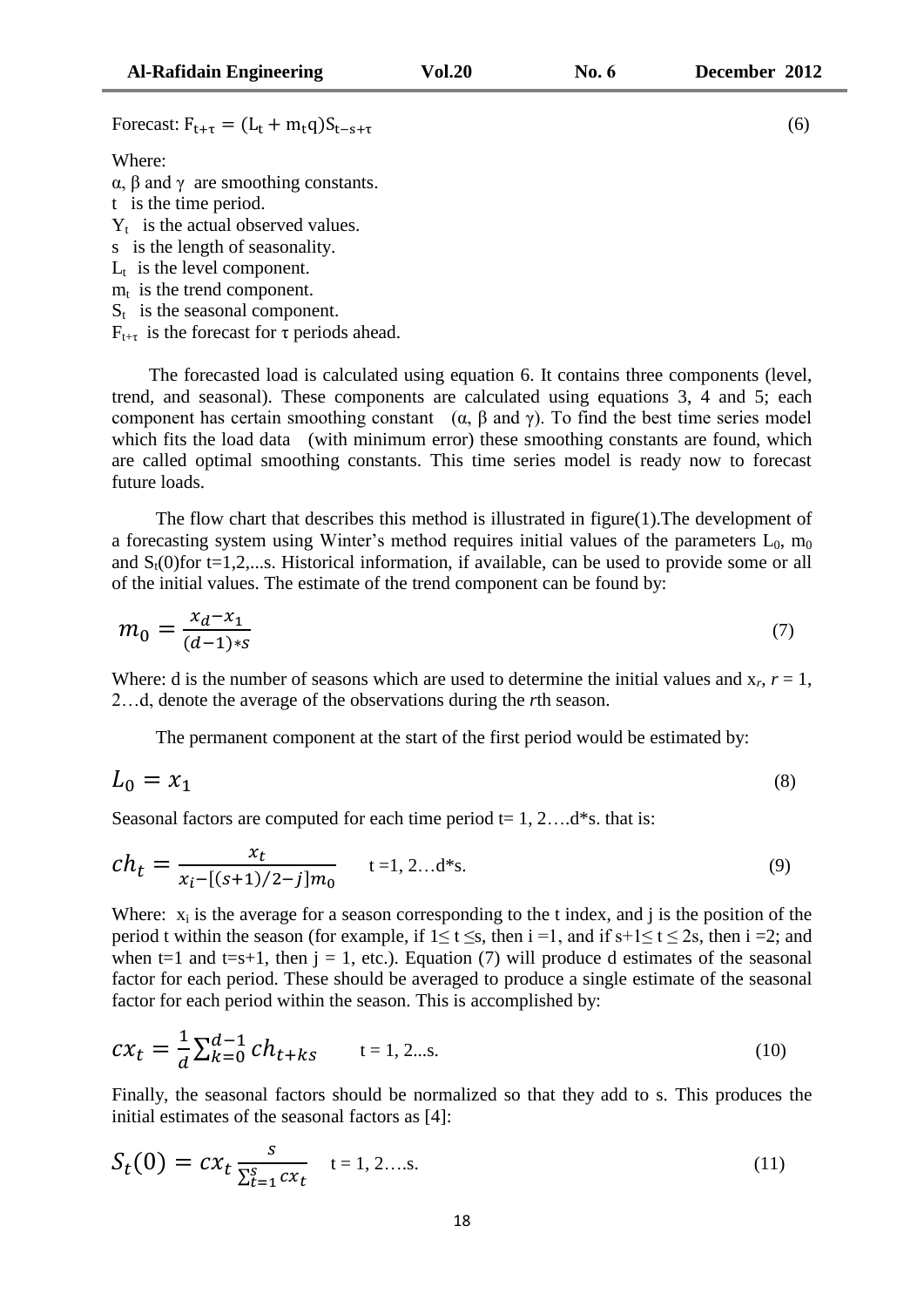Forecast: $F_{t+\tau} = (L_t + m_t q)S_{t-s+\tau}$ (6)

Where:

$\alpha$, $\beta$ and $\gamma$ are smoothing constants.
t is the time period.
$Y_t$ is the actual observed values.
s is the length of seasonality.
$L_t$ is the level component.
$m_t$ is the trend component.
$S_t$ is the seasonal component.
$F_{t+\tau}$ is the forecast for $\tau$ periods ahead.

The forecasted load is calculated using equation 6. It contains three components (level, trend, and seasonal). These components are calculated using equations 3, 4 and 5; each component has certain smoothing constant ($\alpha$, $\beta$ and $\gamma$). To find the best time series model which fits the load data (with minimum error) these smoothing constants are found, which are called optimal smoothing constants. This time series model is ready now to forecast future loads.

The flow chart that describes this method is illustrated in figure(1).The development of a forecasting system using Winter's method requires initial values of the parameters $L_0$, $m_0$ and $S_t(0)$for t=1,2,...s. Historical information, if available, can be used to provide some or all of the initial values. The estimate of the trend component can be found by:

$$m_0 = \frac{x_d - x_1}{(d-1)*s} \tag{7}$$

Where: d is the number of seasons which are used to determine the initial values and $x_r$, $r$ = 1, 2…d, denote the average of the observations during the $r$th season.

The permanent component at the start of the first period would be estimated by:

$$L_0 = x_1 \tag{8}$$

Seasonal factors are computed for each time period t= 1, 2….d*s. that is:

$$ch_t = \frac{x_t}{x_i - [(s+1)/2 - j]m_0} \qquad t = 1, 2\ldots d*s. \tag{9}$$

Where: $x_i$ is the average for a season corresponding to the t index, and j is the position of the period t within the season (for example, if $1 \le t \le s$, then i =1, and if $s+1 \le t \le 2s$, then i =2; and when t=1 and t=s+1, then j = 1, etc.). Equation (7) will produce d estimates of the seasonal factor for each period. These should be averaged to produce a single estimate of the seasonal factor for each period within the season. This is accomplished by:

$$cx_t = \frac{1}{d}\sum_{k=0}^{d-1} ch_{t+ks} \qquad t = 1, 2\ldots s. \tag{10}$$

Finally, the seasonal factors should be normalized so that they add to s. This produces the initial estimates of the seasonal factors as [4]:

$$S_t(0) = cx_t \frac{s}{\sum_{t=1}^{s} cx_t} \qquad t = 1, 2\ldots s. \tag{11}$$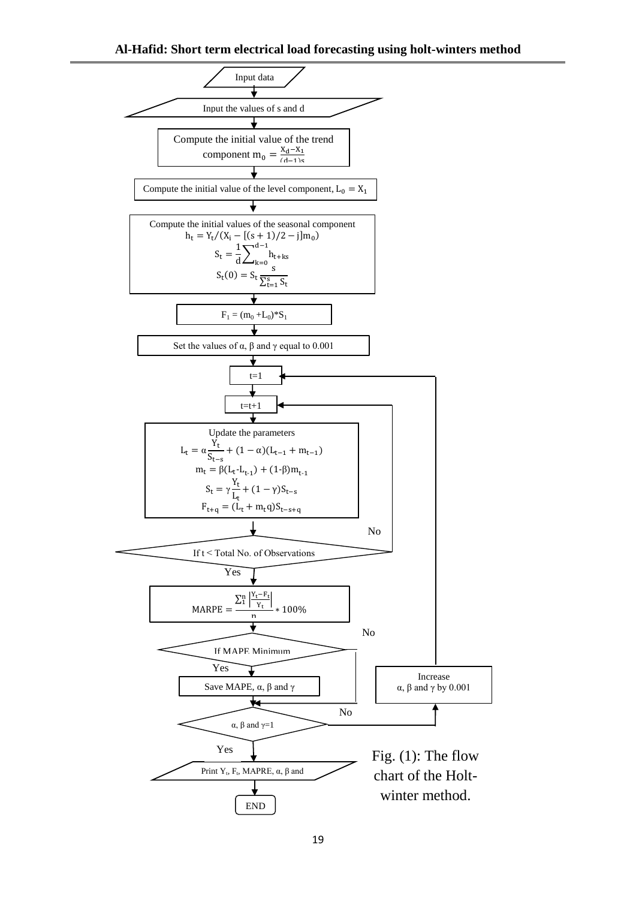Input data

Input the values of s and d

Compute the initial value of the trend component $m_0 = \frac{X_d - X_1}{(d-1)s}$

Compute the initial value of the level component, $L_0 = X_1$

Compute the initial values of the seasonal component

$$h_t = Y_t / (X_i - [(s+1)/2 - j]m_0)$$

$$S_t = \frac{1}{d}\sum_{k=0}^{d-1} h_{t+ks}$$

$$S_t(0) = S_t \frac{s}{\sum_{t=1}^{s} S_t}$$

$F_1 = (m_0 + L_0) * S_1$

Set the values of α, β and γ equal to 0.001

t=1

t=t+1

Update the parameters

$$L_t = \alpha \frac{Y_t}{S_{t-s}} + (1-\alpha)(L_{t-1} + m_{t-1})$$

$$m_t = \beta(L_t - L_{t-1}) + (1-\beta)m_{t-1}$$

$$S_t = \gamma \frac{Y_t}{L_t} + (1-\gamma)S_{t-s}$$

$$F_{t+q} = (L_t + m_t q)S_{t-s+q}$$

If t < Total No. of Observations

No

Yes

$$MARPE = \frac{\sum_1^n \left|\frac{Y_t - F_t}{Y_t}\right|}{n} * 100\%$$

If MAPE Minimum

No

Yes

Save MAPE, α, β and γ

α, β and γ=1

No

Increase α, β and γ by 0.001

Yes

Print $Y_t$, $F_t$, MAPRE, α, β and

END

Fig. (1): The flow chart of the Holt-winter method.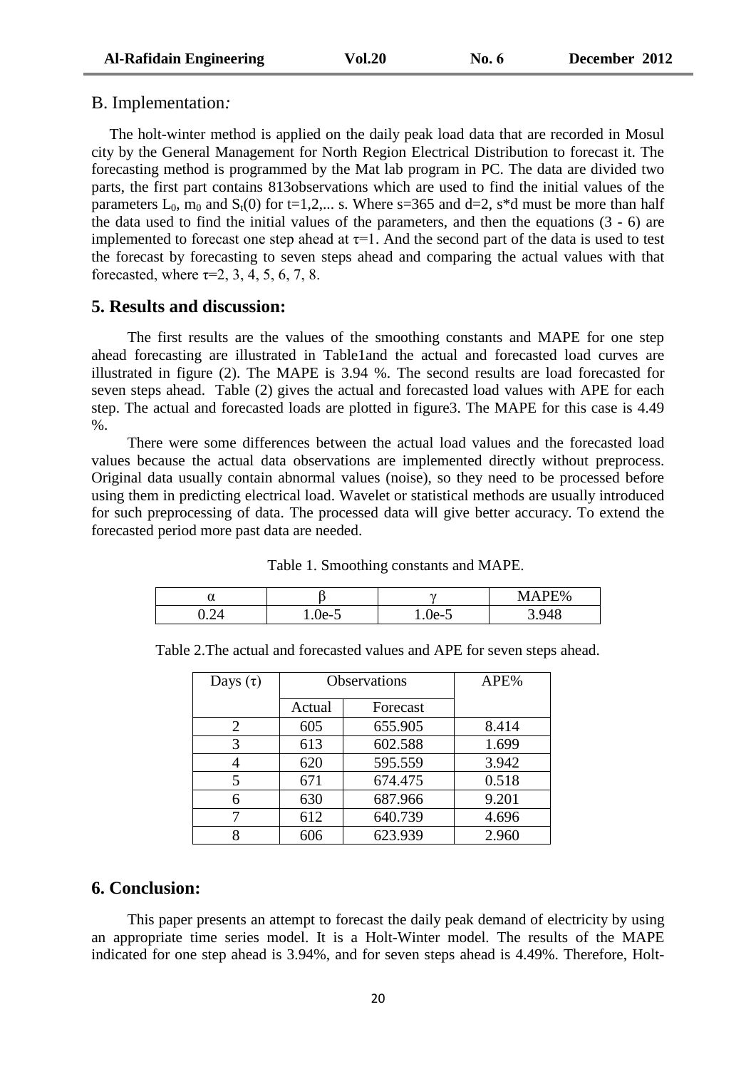B. Implementation*:*

The holt-winter method is applied on the daily peak load data that are recorded in Mosul city by the General Management for North Region Electrical Distribution to forecast it. The forecasting method is programmed by the Mat lab program in PC. The data are divided two parts, the first part contains 813observations which are used to find the initial values of the parameters $L_0$, $m_0$ and $S_t(0)$ for t=1,2,... s. Where s=365 and d=2, s*d must be more than half the data used to find the initial values of the parameters, and then the equations (3 - 6) are implemented to forecast one step ahead at $\tau$=1. And the second part of the data is used to test the forecast by forecasting to seven steps ahead and comparing the actual values with that forecasted, where $\tau$=2, 3, 4, 5, 6, 7, 8.

## 5. Results and discussion:

The first results are the values of the smoothing constants and MAPE for one step ahead forecasting are illustrated in Table1and the actual and forecasted load curves are illustrated in figure (2). The MAPE is 3.94 %. The second results are load forecasted for seven steps ahead. Table (2) gives the actual and forecasted load values with APE for each step. The actual and forecasted loads are plotted in figure3. The MAPE for this case is 4.49 %.

There were some differences between the actual load values and the forecasted load values because the actual data observations are implemented directly without preprocess. Original data usually contain abnormal values (noise), so they need to be processed before using them in predicting electrical load. Wavelet or statistical methods are usually introduced for such preprocessing of data. The processed data will give better accuracy. To extend the forecasted period more past data are needed.

Table 1. Smoothing constants and MAPE.

| $\alpha$ | $\beta$ | $\gamma$ | MAPE% |
|---|---|---|---|
| 0.24 | 1.0e-5 | 1.0e-5 | 3.948 |

Table 2.The actual and forecasted values and APE for seven steps ahead.

| Days ($\tau$) | Observations | | APE% |
|---|---|---|---|
| | Actual | Forecast | |
| 2 | 605 | 655.905 | 8.414 |
| 3 | 613 | 602.588 | 1.699 |
| 4 | 620 | 595.559 | 3.942 |
| 5 | 671 | 674.475 | 0.518 |
| 6 | 630 | 687.966 | 9.201 |
| 7 | 612 | 640.739 | 4.696 |
| 8 | 606 | 623.939 | 2.960 |

## 6. Conclusion:

This paper presents an attempt to forecast the daily peak demand of electricity by using an appropriate time series model. It is a Holt-Winter model. The results of the MAPE indicated for one step ahead is 3.94%, and for seven steps ahead is 4.49%. Therefore, Holt-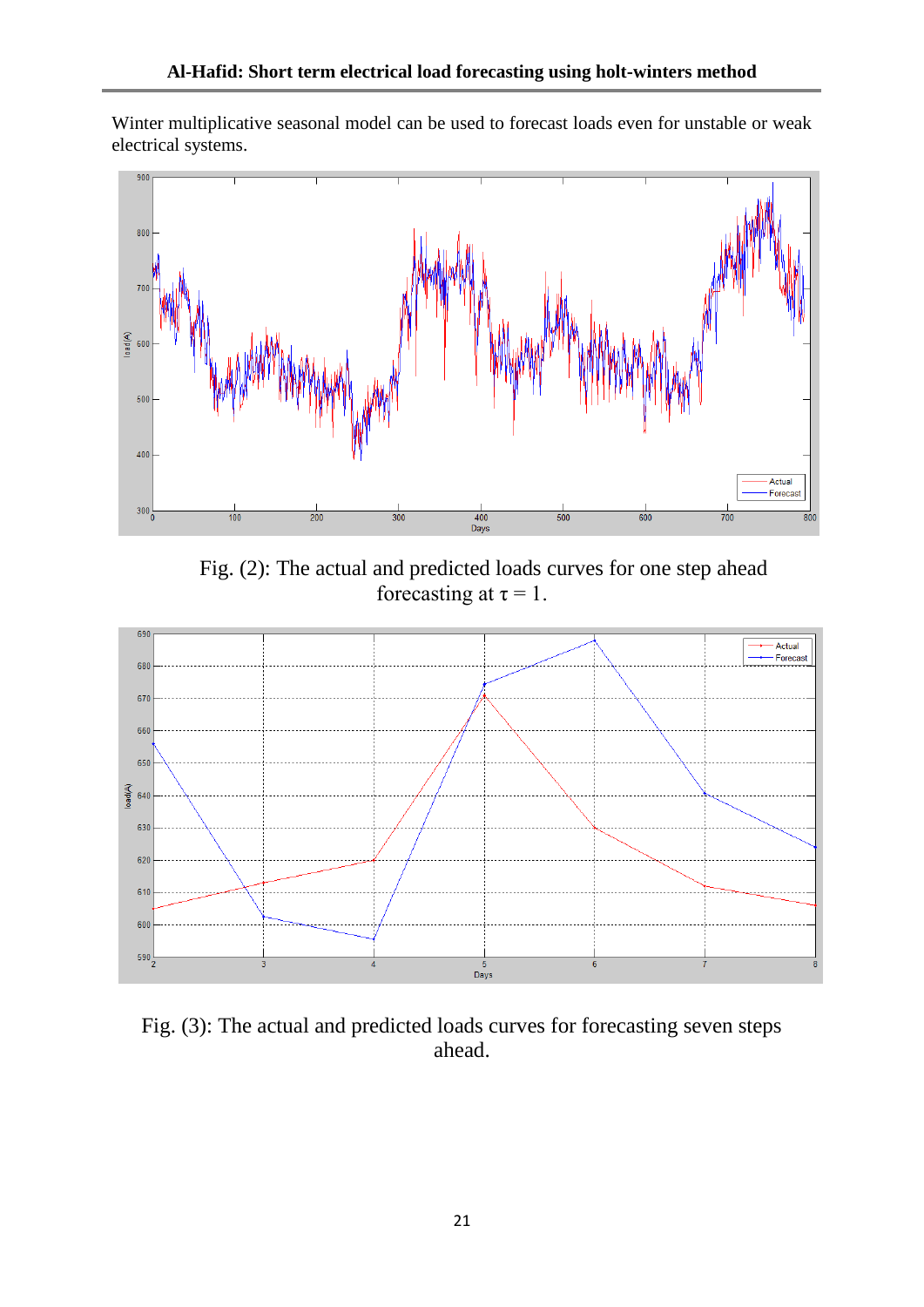Winter multiplicative seasonal model can be used to forecast loads even for unstable or weak electrical systems.

Fig. (2): The actual and predicted loads curves for one step ahead forecasting at $\tau = 1$.

Fig. (3): The actual and predicted loads curves for forecasting seven steps ahead.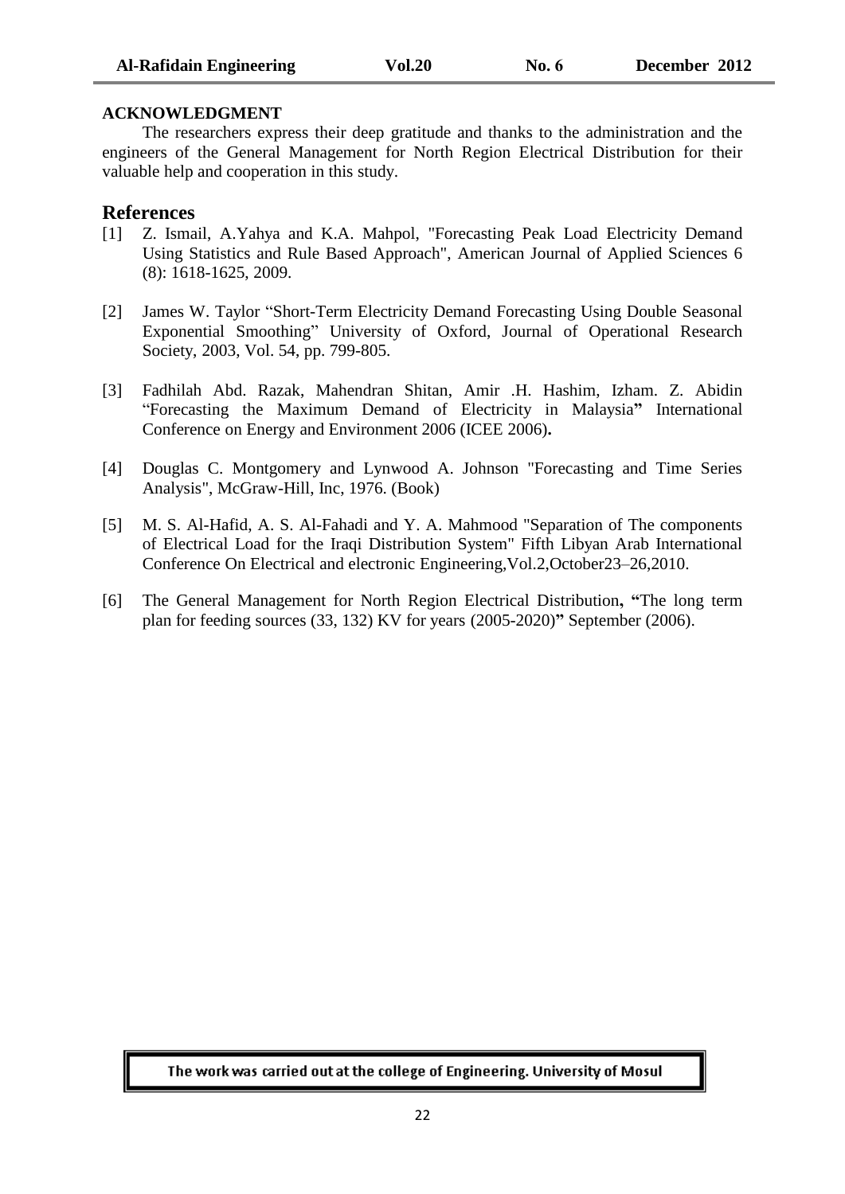## ACKNOWLEDGMENT

The researchers express their deep gratitude and thanks to the administration and the engineers of the General Management for North Region Electrical Distribution for their valuable help and cooperation in this study.

## References

[1] Z. Ismail, A.Yahya and K.A. Mahpol, "Forecasting Peak Load Electricity Demand Using Statistics and Rule Based Approach", American Journal of Applied Sciences 6 (8): 1618-1625, 2009.

[2] James W. Taylor "Short-Term Electricity Demand Forecasting Using Double Seasonal Exponential Smoothing" University of Oxford, Journal of Operational Research Society, 2003, Vol. 54, pp. 799-805.

[3] Fadhilah Abd. Razak, Mahendran Shitan, Amir .H. Hashim, Izham. Z. Abidin "Forecasting the Maximum Demand of Electricity in Malaysia**"** International Conference on Energy and Environment 2006 (ICEE 2006)**.**

[4] Douglas C. Montgomery and Lynwood A. Johnson "Forecasting and Time Series Analysis", McGraw-Hill, Inc, 1976. (Book)

[5] M. S. Al-Hafid, A. S. Al-Fahadi and Y. A. Mahmood "Separation of The components of Electrical Load for the Iraqi Distribution System" Fifth Libyan Arab International Conference On Electrical and electronic Engineering,Vol.2,October23–26,2010.

[6] The General Management for North Region Electrical Distribution**, "**The long term plan for feeding sources (33, 132) KV for years (2005-2020)**"** September (2006).

The work was carried out at the college of Engineering. University of Mosul